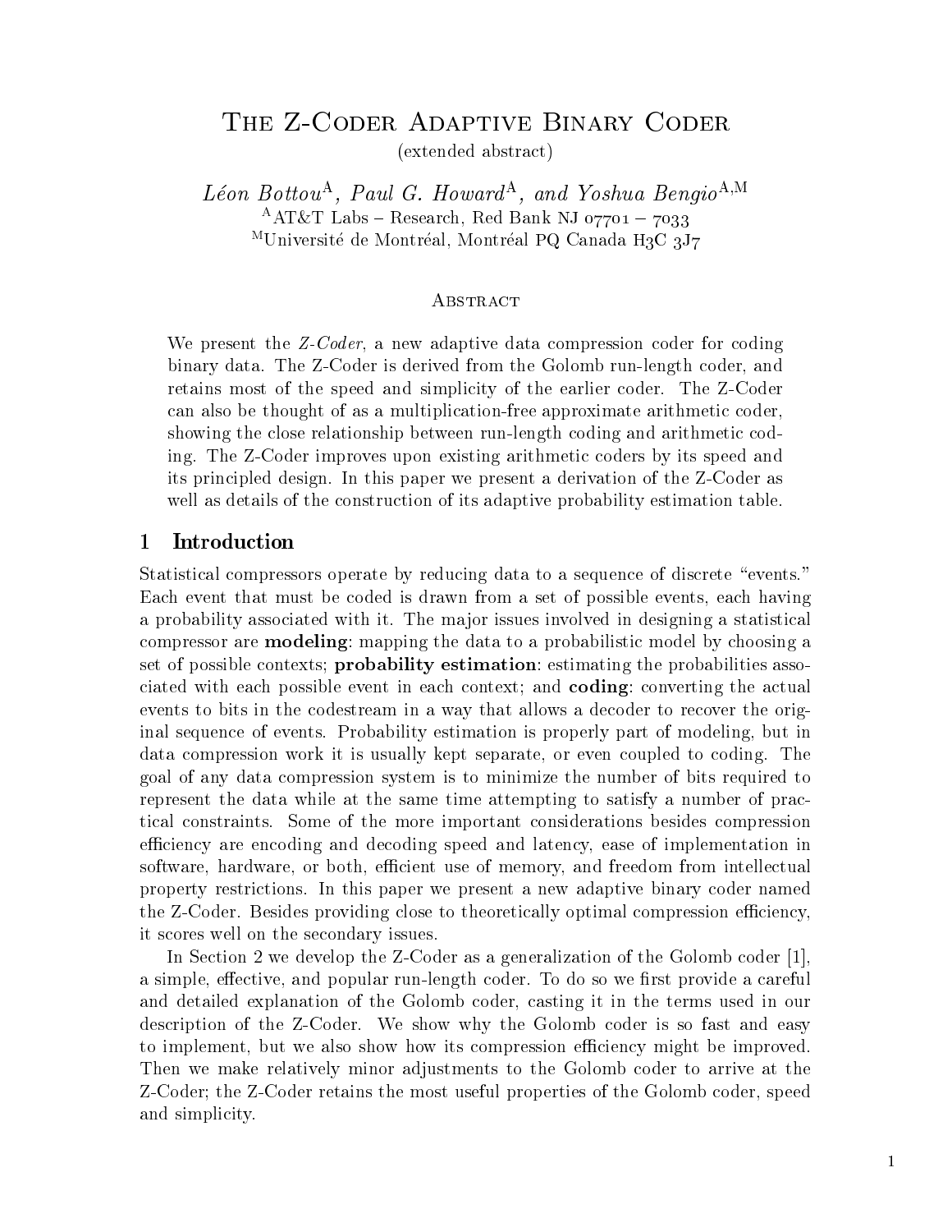# The Z-Coder Adaptive Binary Coder

(extended abstract)

*Léon Bottou*[A], *Paul G. Howard*[A], *and Yoshua Bengio*[A,M]

[A]AT&T Labs – Research, Red Bank NJ 07701 – 7033

[M]Université de Montréal, Montréal PQ Canada H3C 3J7

## Abstract

We present the *Z-Coder*, a new adaptive data compression coder for coding binary data. The Z-Coder is derived from the Golomb run-length coder, and retains most of the speed and simplicity of the earlier coder. The Z-Coder can also be thought of as a multiplication-free approximate arithmetic coder, showing the close relationship between run-length coding and arithmetic coding. The Z-Coder improves upon existing arithmetic coders by its speed and its principled design. In this paper we present a derivation of the Z-Coder as well as details of the construction of its adaptive probability estimation table.

## 1 Introduction

Statistical compressors operate by reducing data to a sequence of discrete "events." Each event that must be coded is drawn from a set of possible events, each having a probability associated with it. The major issues involved in designing a statistical compressor are **modeling**: mapping the data to a probabilistic model by choosing a set of possible contexts; **probability estimation**: estimating the probabilities associated with each possible event in each context; and **coding**: converting the actual events to bits in the codestream in a way that allows a decoder to recover the original sequence of events. Probability estimation is properly part of modeling, but in data compression work it is usually kept separate, or even coupled to coding. The goal of any data compression system is to minimize the number of bits required to represent the data while at the same time attempting to satisfy a number of practical constraints. Some of the more important considerations besides compression efficiency are encoding and decoding speed and latency, ease of implementation in software, hardware, or both, efficient use of memory, and freedom from intellectual property restrictions. In this paper we present a new adaptive binary coder named the Z-Coder. Besides providing close to theoretically optimal compression efficiency, it scores well on the secondary issues.

In Section 2 we develop the Z-Coder as a generalization of the Golomb coder [1], a simple, effective, and popular run-length coder. To do so we first provide a careful and detailed explanation of the Golomb coder, casting it in the terms used in our description of the Z-Coder. We show why the Golomb coder is so fast and easy to implement, but we also show how its compression efficiency might be improved. Then we make relatively minor adjustments to the Golomb coder to arrive at the Z-Coder; the Z-Coder retains the most useful properties of the Golomb coder, speed and simplicity.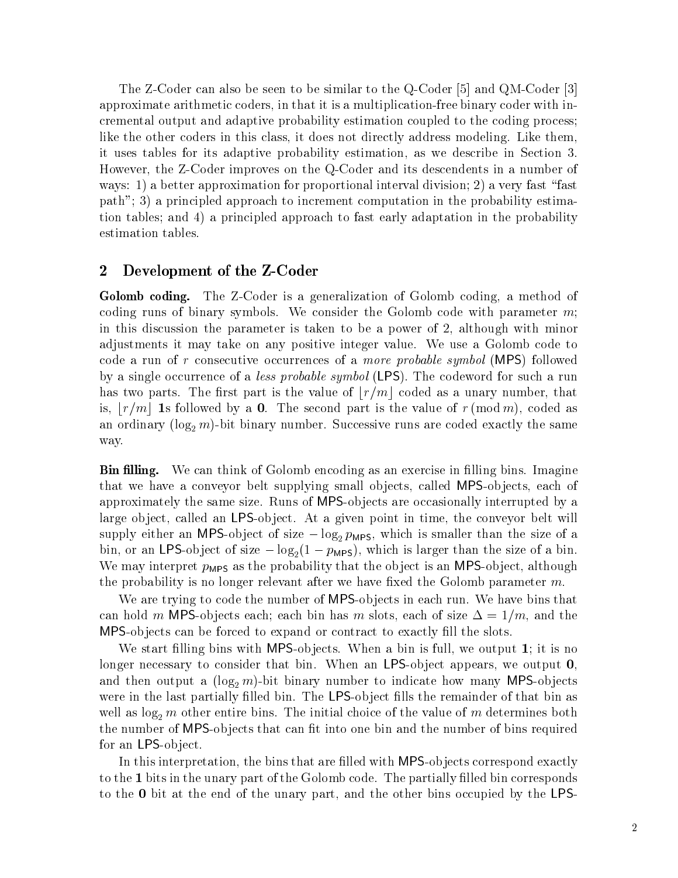The Z-Coder can also be seen to be similar to the Q-Coder [5] and QM-Coder [3] approximate arithmetic coders, in that it is a multiplication-free binary coder with incremental output and adaptive probability estimation coupled to the coding process; like the other coders in this class, it does not directly address modeling. Like them, it uses tables for its adaptive probability estimation, as we describe in Section 3. However, the Z-Coder improves on the Q-Coder and its descendents in a number of ways: 1) a better approximation for proportional interval division; 2) a very fast "fast path"; 3) a principled approach to increment computation in the probability estimation tables; and 4) a principled approach to fast early adaptation in the probability estimation tables.

## 2 Development of the Z-Coder

**Golomb coding.** The Z-Coder is a generalization of Golomb coding, a method of coding runs of binary symbols. We consider the Golomb code with parameter $m$; in this discussion the parameter is taken to be a power of 2, although with minor adjustments it may take on any positive integer value. We use a Golomb code to code a run of $r$ consecutive occurrences of a *more probable symbol* (MPS) followed by a single occurrence of a *less probable symbol* (LPS). The codeword for such a run has two parts. The first part is the value of $\lfloor r/m \rfloor$ coded as a unary number, that is, $\lfloor r/m \rfloor$ **1**s followed by a **0**. The second part is the value of $r \pmod m$, coded as an ordinary $(\log_2 m)$-bit binary number. Successive runs are coded exactly the same way.

**Bin filling.** We can think of Golomb encoding as an exercise in filling bins. Imagine that we have a conveyor belt supplying small objects, called MPS-objects, each of approximately the same size. Runs of MPS-objects are occasionally interrupted by a large object, called an LPS-object. At a given point in time, the conveyor belt will supply either an MPS-object of size $-\log_2 p_{\mathsf{MPS}}$, which is smaller than the size of a bin, or an LPS-object of size $-\log_2(1 - p_{\mathsf{MPS}})$, which is larger than the size of a bin. We may interpret $p_{\mathsf{MPS}}$ as the probability that the object is an MPS-object, although the probability is no longer relevant after we have fixed the Golomb parameter $m$.

We are trying to code the number of MPS-objects in each run. We have bins that can hold $m$ MPS-objects each; each bin has $m$ slots, each of size $\Delta = 1/m$, and the MPS-objects can be forced to expand or contract to exactly fill the slots.

We start filling bins with MPS-objects. When a bin is full, we output **1**; it is no longer necessary to consider that bin. When an LPS-object appears, we output **0**, and then output a $(\log_2 m)$-bit binary number to indicate how many MPS-objects were in the last partially filled bin. The LPS-object fills the remainder of that bin as well as $\log_2 m$ other entire bins. The initial choice of the value of $m$ determines both the number of MPS-objects that can fit into one bin and the number of bins required for an LPS-object.

In this interpretation, the bins that are filled with MPS-objects correspond exactly to the **1** bits in the unary part of the Golomb code. The partially filled bin corresponds to the **0** bit at the end of the unary part, and the other bins occupied by the LPS-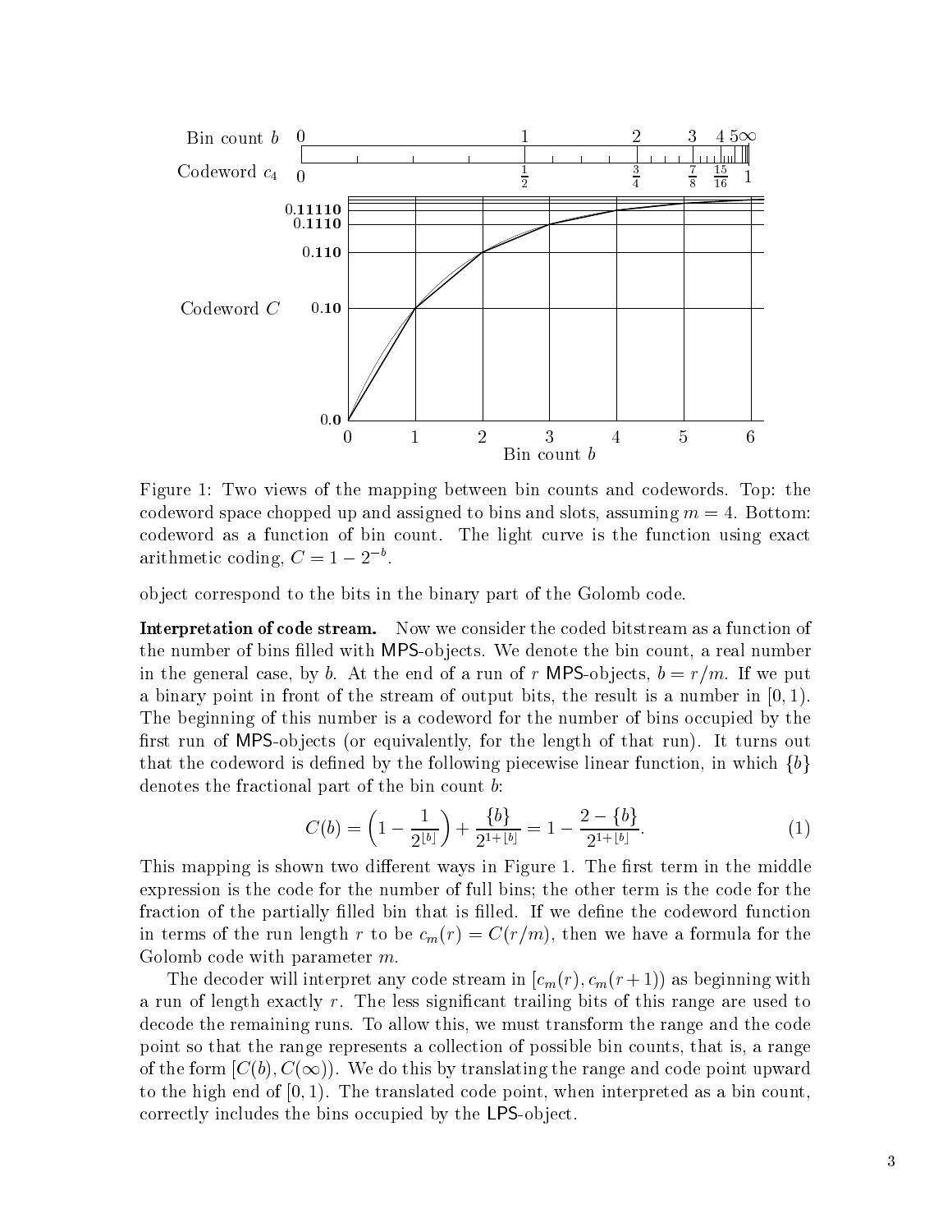Figure 1: Two views of the mapping between bin counts and codewords. Top: the codeword space chopped up and assigned to bins and slots, assuming $m = 4$. Bottom: codeword as a function of bin count. The light curve is the function using exact arithmetic coding, $C = 1 - 2^{-b}$.

object correspond to the bits in the binary part of the Golomb code.

**Interpretation of code stream.** Now we consider the coded bitstream as a function of the number of bins filled with MPS-objects. We denote the bin count, a real number in the general case, by $b$. At the end of a run of $r$ MPS-objects, $b = r/m$. If we put a binary point in front of the stream of output bits, the result is a number in $[0, 1)$. The beginning of this number is a codeword for the number of bins occupied by the first run of MPS-objects (or equivalently, for the length of that run). It turns out that the codeword is defined by the following piecewise linear function, in which $\{b\}$ denotes the fractional part of the bin count $b$:

$$C(b) = \left(1 - \frac{1}{2^{\lfloor b \rfloor}}\right) + \frac{\{b\}}{2^{1+\lfloor b \rfloor}} = 1 - \frac{2 - \{b\}}{2^{1+\lfloor b \rfloor}}. \tag{1}$$

This mapping is shown two different ways in Figure 1. The first term in the middle expression is the code for the number of full bins; the other term is the code for the fraction of the partially filled bin that is filled. If we define the codeword function in terms of the run length $r$ to be $c_m(r) = C(r/m)$, then we have a formula for the Golomb code with parameter $m$.

The decoder will interpret any code stream in $[c_m(r), c_m(r+1))$ as beginning with a run of length exactly $r$. The less significant trailing bits of this range are used to decode the remaining runs. To allow this, we must transform the range and the code point so that the range represents a collection of possible bin counts, that is, a range of the form $[C(b), C(\infty))$. We do this by translating the range and code point upward to the high end of $[0, 1)$. The translated code point, when interpreted as a bin count, correctly includes the bins occupied by the LPS-object.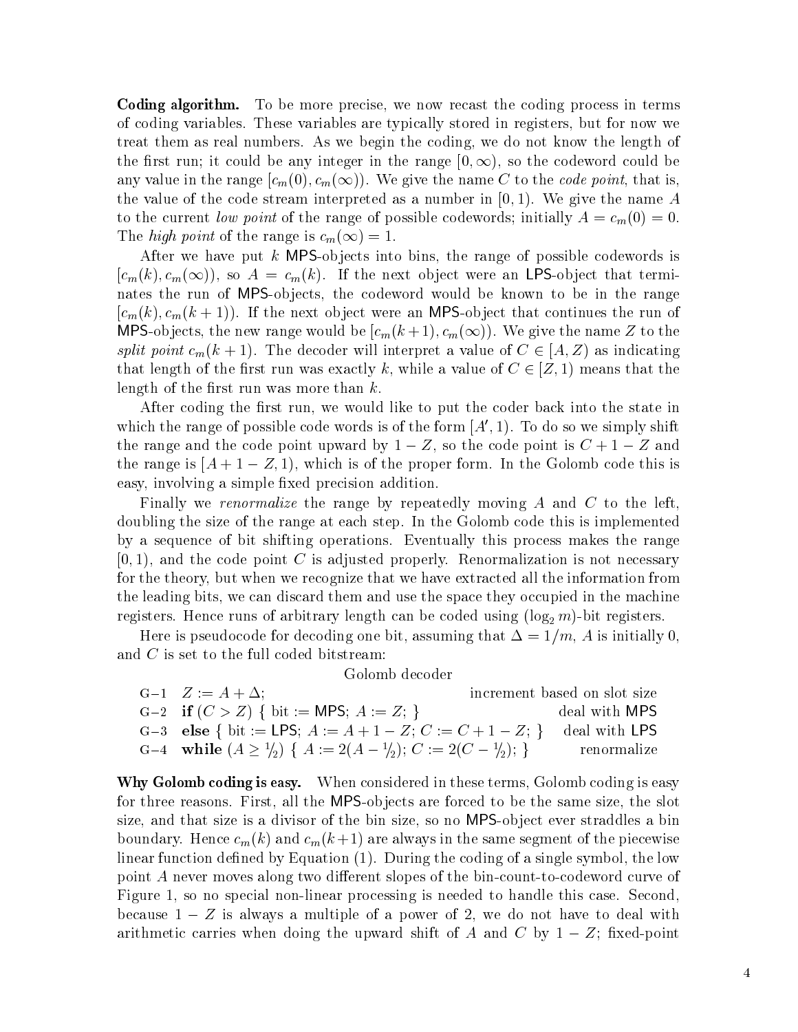**Coding algorithm.** To be more precise, we now recast the coding process in terms of coding variables. These variables are typically stored in registers, but for now we treat them as real numbers. As we begin the coding, we do not know the length of the first run; it could be any integer in the range $[0, \infty)$, so the codeword could be any value in the range $[c_m(0), c_m(\infty))$. We give the name $C$ to the *code point*, that is, the value of the code stream interpreted as a number in $[0, 1)$. We give the name $A$ to the current *low point* of the range of possible codewords; initially $A = c_m(0) = 0$. The *high point* of the range is $c_m(\infty) = 1$.

After we have put $k$ MPS-objects into bins, the range of possible codewords is $[c_m(k), c_m(\infty))$, so $A = c_m(k)$. If the next object were an LPS-object that terminates the run of MPS-objects, the codeword would be known to be in the range $[c_m(k), c_m(k+1))$. If the next object were an MPS-object that continues the run of MPS-objects, the new range would be $[c_m(k+1), c_m(\infty))$. We give the name $Z$ to the *split point* $c_m(k+1)$. The decoder will interpret a value of $C \in [A, Z)$ as indicating that length of the first run was exactly $k$, while a value of $C \in [Z, 1)$ means that the length of the first run was more than $k$.

After coding the first run, we would like to put the coder back into the state in which the range of possible code words is of the form $[A', 1)$. To do so we simply shift the range and the code point upward by $1 - Z$, so the code point is $C + 1 - Z$ and the range is $[A + 1 - Z, 1)$, which is of the proper form. In the Golomb code this is easy, involving a simple fixed precision addition.

Finally we *renormalize* the range by repeatedly moving $A$ and $C$ to the left, doubling the size of the range at each step. In the Golomb code this is implemented by a sequence of bit shifting operations. Eventually this process makes the range $[0, 1)$, and the code point $C$ is adjusted properly. Renormalization is not necessary for the theory, but when we recognize that we have extracted all the information from the leading bits, we can discard them and use the space they occupied in the machine registers. Hence runs of arbitrary length can be coded using $(\log_2 m)$-bit registers.

Here is pseudocode for decoding one bit, assuming that $\Delta = 1/m$, $A$ is initially 0, and $C$ is set to the full coded bitstream:

Golomb decoder

| | | |
|---|---|---|
| G–1 | $Z := A + \Delta$; | increment based on slot size |
| G–2 | **if** $(C > Z)$ { bit := MPS; $A := Z$; } | deal with MPS |
| G–3 | **else** { bit := LPS; $A := A + 1 - Z$; $C := C + 1 - Z$; } | deal with LPS |
| G–4 | **while** $(A \geq 1/2)$ { $A := 2(A - 1/2)$; $C := 2(C - 1/2)$; } | renormalize |

**Why Golomb coding is easy.** When considered in these terms, Golomb coding is easy for three reasons. First, all the MPS-objects are forced to be the same size, the slot size, and that size is a divisor of the bin size, so no MPS-object ever straddles a bin boundary. Hence $c_m(k)$ and $c_m(k+1)$ are always in the same segment of the piecewise linear function defined by Equation (1). During the coding of a single symbol, the low point $A$ never moves along two different slopes of the bin-count-to-codeword curve of Figure 1, so no special non-linear processing is needed to handle this case. Second, because $1 - Z$ is always a multiple of a power of 2, we do not have to deal with arithmetic carries when doing the upward shift of $A$ and $C$ by $1 - Z$; fixed-point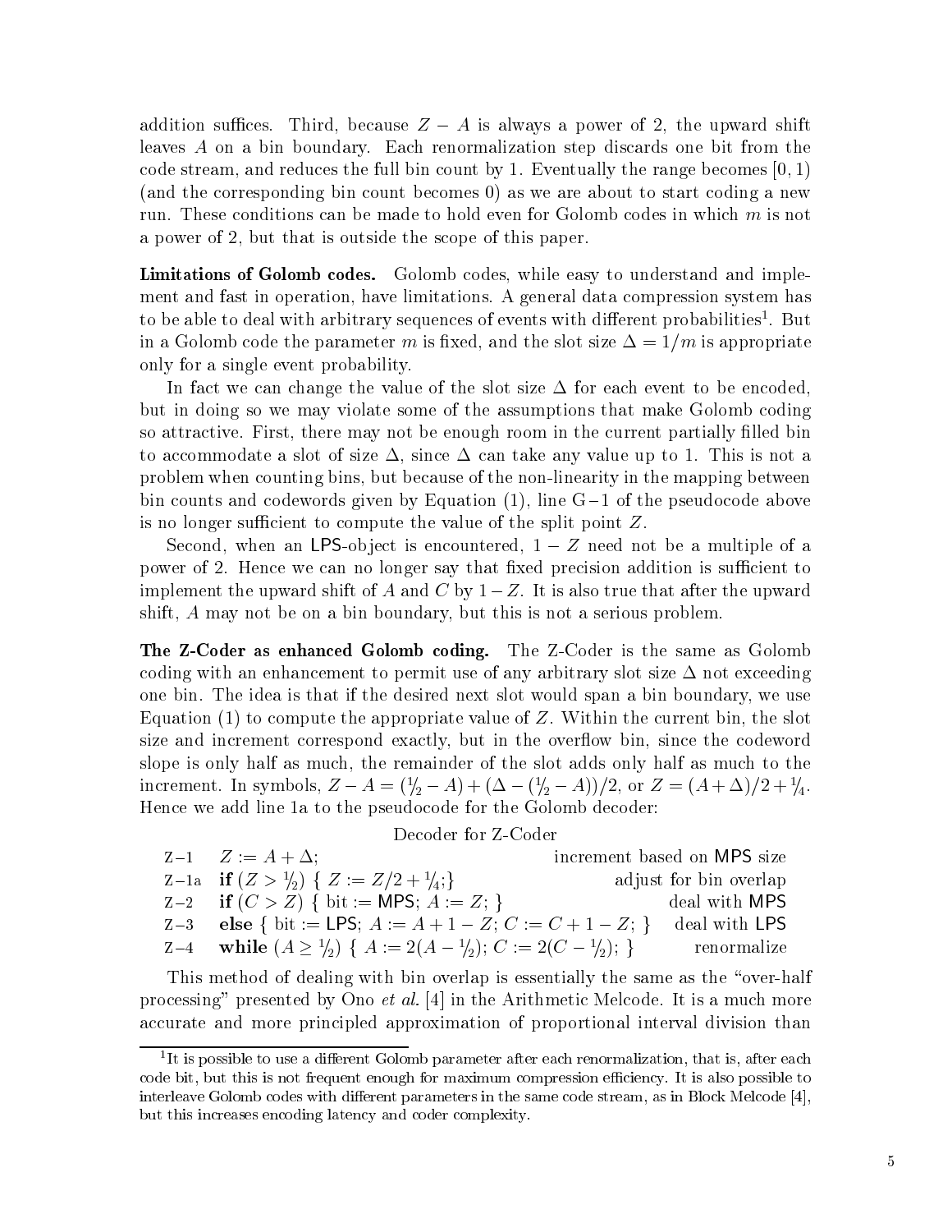addition suffices. Third, because $Z - A$ is always a power of 2, the upward shift leaves $A$ on a bin boundary. Each renormalization step discards one bit from the code stream, and reduces the full bin count by 1. Eventually the range becomes $[0, 1)$ (and the corresponding bin count becomes 0) as we are about to start coding a new run. These conditions can be made to hold even for Golomb codes in which $m$ is not a power of 2, but that is outside the scope of this paper.

**Limitations of Golomb codes.** Golomb codes, while easy to understand and implement and fast in operation, have limitations. A general data compression system has to be able to deal with arbitrary sequences of events with different probabilities[1]. But in a Golomb code the parameter $m$ is fixed, and the slot size $\Delta = 1/m$ is appropriate only for a single event probability.

In fact we can change the value of the slot size $\Delta$ for each event to be encoded, but in doing so we may violate some of the assumptions that make Golomb coding so attractive. First, there may not be enough room in the current partially filled bin to accommodate a slot of size $\Delta$, since $\Delta$ can take any value up to 1. This is not a problem when counting bins, but because of the non-linearity in the mapping between bin counts and codewords given by Equation (1), line G−1 of the pseudocode above is no longer sufficient to compute the value of the split point $Z$.

Second, when an LPS-object is encountered, $1 - Z$ need not be a multiple of a power of 2. Hence we can no longer say that fixed precision addition is sufficient to implement the upward shift of $A$ and $C$ by $1 - Z$. It is also true that after the upward shift, $A$ may not be on a bin boundary, but this is not a serious problem.

**The Z-Coder as enhanced Golomb coding.** The Z-Coder is the same as Golomb coding with an enhancement to permit use of any arbitrary slot size $\Delta$ not exceeding one bin. The idea is that if the desired next slot would span a bin boundary, we use Equation (1) to compute the appropriate value of $Z$. Within the current bin, the slot size and increment correspond exactly, but in the overflow bin, since the codeword slope is only half as much, the remainder of the slot adds only half as much to the increment. In symbols, $Z - A = (1/2 - A) + (\Delta - (1/2 - A))/2$, or $Z = (A + \Delta)/2 + 1/4$. Hence we add line 1a to the pseudocode for the Golomb decoder:

Decoder for Z-Coder

| | | |
|---|---|---|
| Z−1 | $Z := A + \Delta$; | increment based on MPS size |
| Z−1a | **if** $(Z > 1/2)$ { $Z := Z/2 + 1/4$;} | adjust for bin overlap |
| Z−2 | **if** $(C > Z)$ { bit := MPS; $A := Z$; } | deal with MPS |
| Z−3 | **else** { bit := LPS; $A := A + 1 - Z$; $C := C + 1 - Z$; } | deal with LPS |
| Z−4 | **while** $(A \geq 1/2)$ { $A := 2(A - 1/2)$; $C := 2(C - 1/2)$; } | renormalize |

This method of dealing with bin overlap is essentially the same as the "over-half processing" presented by Ono *et al.* [4] in the Arithmetic Melcode. It is a much more accurate and more principled approximation of proportional interval division than

[1] It is possible to use a different Golomb parameter after each renormalization, that is, after each code bit, but this is not frequent enough for maximum compression efficiency. It is also possible to interleave Golomb codes with different parameters in the same code stream, as in Block Melcode [4], but this increases encoding latency and coder complexity.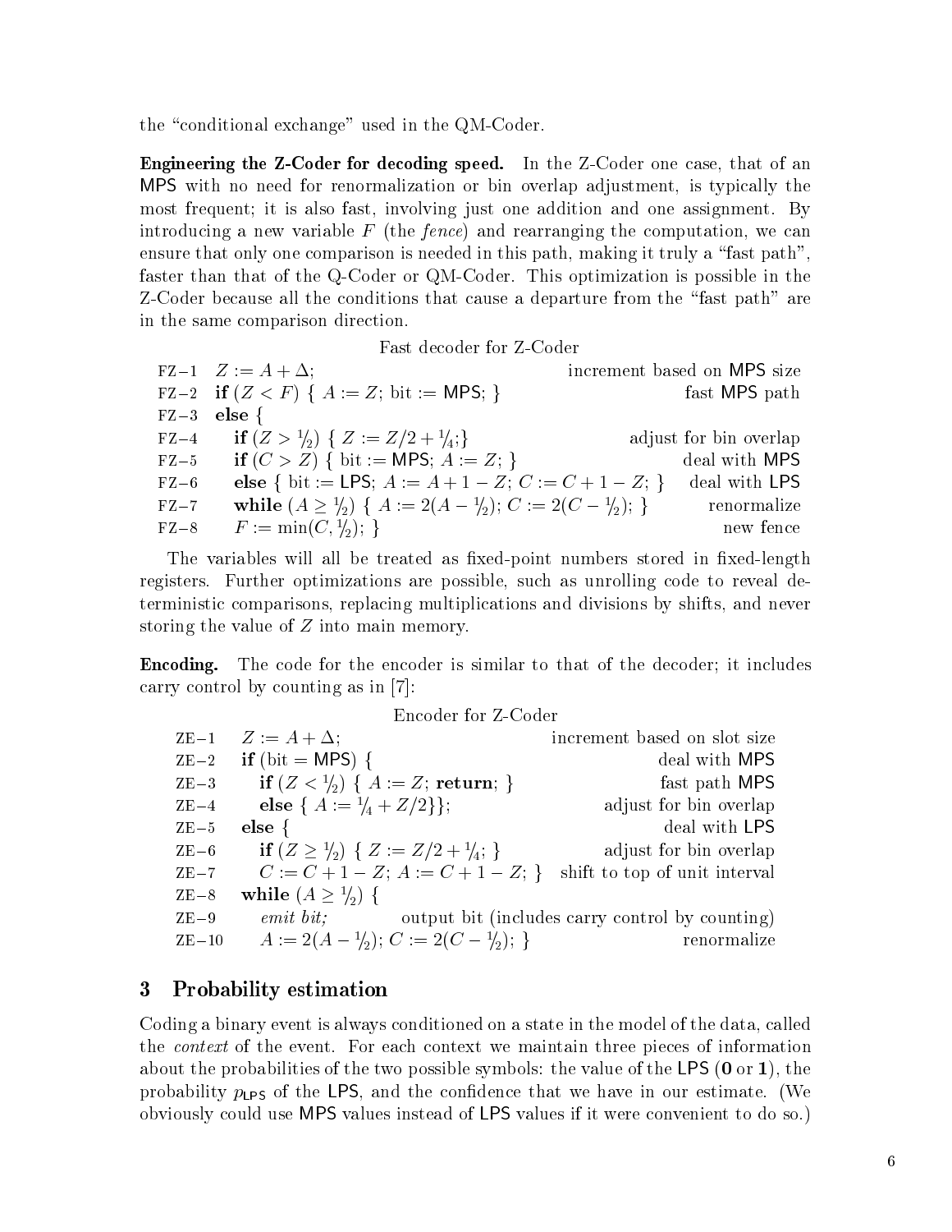the "conditional exchange" used in the QM-Coder.

**Engineering the Z-Coder for decoding speed.** In the Z-Coder one case, that of an MPS with no need for renormalization or bin overlap adjustment, is typically the most frequent; it is also fast, involving just one addition and one assignment. By introducing a new variable $F$ (the *fence*) and rearranging the computation, we can ensure that only one comparison is needed in this path, making it truly a "fast path", faster than that of the Q-Coder or QM-Coder. This optimization is possible in the Z-Coder because all the conditions that cause a departure from the "fast path" are in the same comparison direction.

Fast decoder for Z-Coder

```
FZ-1  Z := A + Δ;                                        increment based on MPS size
FZ-2  if (Z < F) { A := Z; bit := MPS; }                 fast MPS path
FZ-3  else {
FZ-4     if (Z > 1/2) { Z := Z/2 + 1/4;}                 adjust for bin overlap
FZ-5     if (C > Z) { bit := MPS; A := Z; }              deal with MPS
FZ-6     else { bit := LPS; A := A + 1 − Z; C := C + 1 − Z; }   deal with LPS
FZ-7     while (A ≥ 1/2) { A := 2(A − 1/2); C := 2(C − 1/2); }  renormalize
FZ-8     F := min(C, 1/2); }                             new fence
```

The variables will all be treated as fixed-point numbers stored in fixed-length registers. Further optimizations are possible, such as unrolling code to reveal deterministic comparisons, replacing multiplications and divisions by shifts, and never storing the value of $Z$ into main memory.

**Encoding.** The code for the encoder is similar to that of the decoder; it includes carry control by counting as in [7]:

Encoder for Z-Coder

```
ZE-1   Z := A + Δ;                                       increment based on slot size
ZE-2   if (bit = MPS) {                                  deal with MPS
ZE-3      if (Z < 1/2) { A := Z; return; }               fast path MPS
ZE-4      else { A := 1/4 + Z/2}};                       adjust for bin overlap
ZE-5   else {                                            deal with LPS
ZE-6      if (Z ≥ 1/2) { Z := Z/2 + 1/4; }               adjust for bin overlap
ZE-7      C := C + 1 − Z; A := C + 1 − Z; }              shift to top of unit interval
ZE-8   while (A ≥ 1/2) {
ZE-9      emit bit;                   output bit (includes carry control by counting)
ZE-10     A := 2(A − 1/2); C := 2(C − 1/2); }            renormalize
```

## 3 Probability estimation

Coding a binary event is always conditioned on a state in the model of the data, called the *context* of the event. For each context we maintain three pieces of information about the probabilities of the two possible symbols: the value of the LPS (**0** or **1**), the probability $p_{\mathsf{LPS}}$ of the LPS, and the confidence that we have in our estimate. (We obviously could use MPS values instead of LPS values if it were convenient to do so.)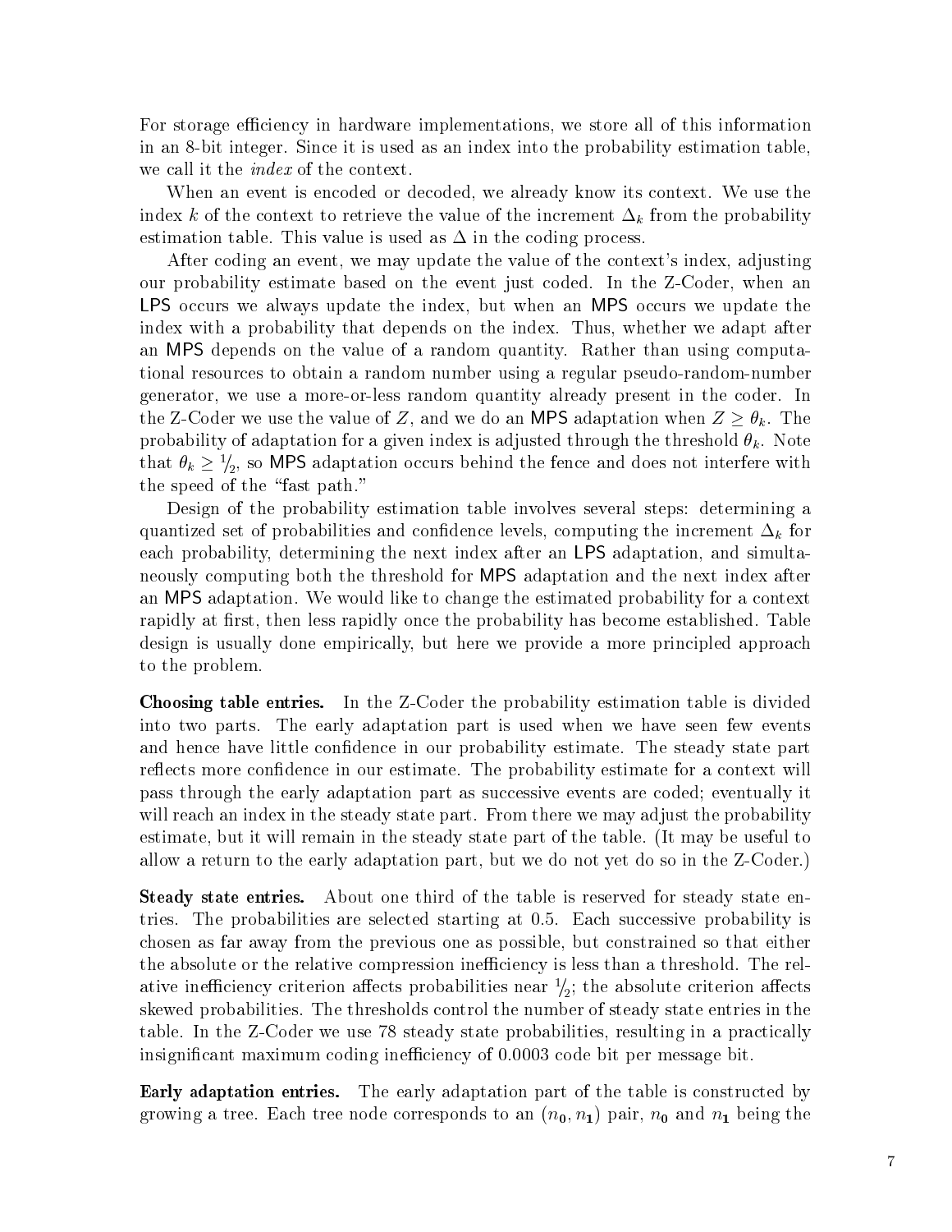For storage efficiency in hardware implementations, we store all of this information in an 8-bit integer. Since it is used as an index into the probability estimation table, we call it the *index* of the context.

When an event is encoded or decoded, we already know its context. We use the index $k$ of the context to retrieve the value of the increment $\Delta_k$ from the probability estimation table. This value is used as $\Delta$ in the coding process.

After coding an event, we may update the value of the context's index, adjusting our probability estimate based on the event just coded. In the Z-Coder, when an LPS occurs we always update the index, but when an MPS occurs we update the index with a probability that depends on the index. Thus, whether we adapt after an MPS depends on the value of a random quantity. Rather than using computational resources to obtain a random number using a regular pseudo-random-number generator, we use a more-or-less random quantity already present in the coder. In the Z-Coder we use the value of $Z$, and we do an MPS adaptation when $Z \geq \theta_k$. The probability of adaptation for a given index is adjusted through the threshold $\theta_k$. Note that $\theta_k \geq 1/2$, so MPS adaptation occurs behind the fence and does not interfere with the speed of the "fast path."

Design of the probability estimation table involves several steps: determining a quantized set of probabilities and confidence levels, computing the increment $\Delta_k$ for each probability, determining the next index after an LPS adaptation, and simultaneously computing both the threshold for MPS adaptation and the next index after an MPS adaptation. We would like to change the estimated probability for a context rapidly at first, then less rapidly once the probability has become established. Table design is usually done empirically, but here we provide a more principled approach to the problem.

**Choosing table entries.** In the Z-Coder the probability estimation table is divided into two parts. The early adaptation part is used when we have seen few events and hence have little confidence in our probability estimate. The steady state part reflects more confidence in our estimate. The probability estimate for a context will pass through the early adaptation part as successive events are coded; eventually it will reach an index in the steady state part. From there we may adjust the probability estimate, but it will remain in the steady state part of the table. (It may be useful to allow a return to the early adaptation part, but we do not yet do so in the Z-Coder.)

**Steady state entries.** About one third of the table is reserved for steady state entries. The probabilities are selected starting at 0.5. Each successive probability is chosen as far away from the previous one as possible, but constrained so that either the absolute or the relative compression inefficiency is less than a threshold. The relative inefficiency criterion affects probabilities near $1/2$; the absolute criterion affects skewed probabilities. The thresholds control the number of steady state entries in the table. In the Z-Coder we use 78 steady state probabilities, resulting in a practically insignificant maximum coding inefficiency of 0.0003 code bit per message bit.

**Early adaptation entries.** The early adaptation part of the table is constructed by growing a tree. Each tree node corresponds to an $(n_0, n_1)$ pair, $n_0$ and $n_1$ being the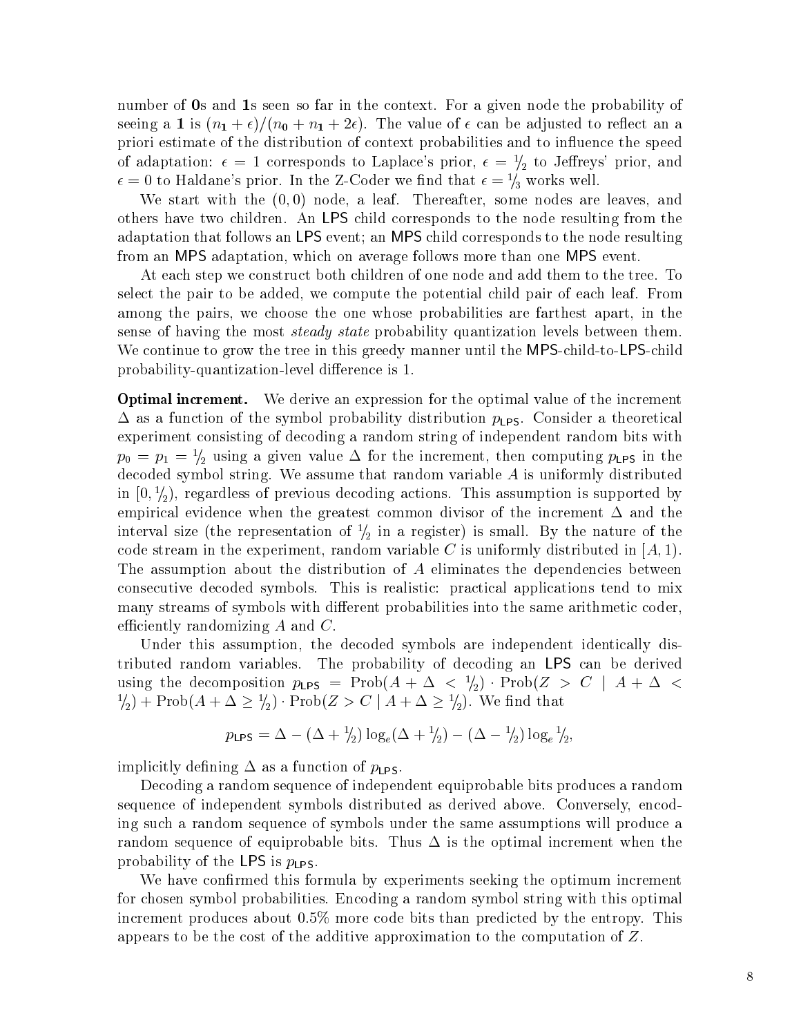number of **0**s and **1**s seen so far in the context. For a given node the probability of seeing a **1** is $(n_{\mathbf{1}} + \epsilon)/(n_{\mathbf{0}} + n_{\mathbf{1}} + 2\epsilon)$. The value of $\epsilon$ can be adjusted to reflect an a priori estimate of the distribution of context probabilities and to influence the speed of adaptation: $\epsilon = 1$ corresponds to Laplace's prior, $\epsilon = 1/2$ to Jeffreys' prior, and $\epsilon = 0$ to Haldane's prior. In the Z-Coder we find that $\epsilon = 1/3$ works well.

We start with the $(0, 0)$ node, a leaf. Thereafter, some nodes are leaves, and others have two children. An LPS child corresponds to the node resulting from the adaptation that follows an LPS event; an MPS child corresponds to the node resulting from an MPS adaptation, which on average follows more than one MPS event.

At each step we construct both children of one node and add them to the tree. To select the pair to be added, we compute the potential child pair of each leaf. From among the pairs, we choose the one whose probabilities are farthest apart, in the sense of having the most *steady state* probability quantization levels between them. We continue to grow the tree in this greedy manner until the MPS-child-to-LPS-child probability-quantization-level difference is 1.

**Optimal increment.** We derive an expression for the optimal value of the increment $\Delta$ as a function of the symbol probability distribution $p_{\mathsf{LPS}}$. Consider a theoretical experiment consisting of decoding a random string of independent random bits with $p_0 = p_1 = 1/2$ using a given value $\Delta$ for the increment, then computing $p_{\mathsf{LPS}}$ in the decoded symbol string. We assume that random variable $A$ is uniformly distributed in $[0, 1/2)$, regardless of previous decoding actions. This assumption is supported by empirical evidence when the greatest common divisor of the increment $\Delta$ and the interval size (the representation of $1/2$ in a register) is small. By the nature of the code stream in the experiment, random variable $C$ is uniformly distributed in $[A, 1)$. The assumption about the distribution of $A$ eliminates the dependencies between consecutive decoded symbols. This is realistic: practical applications tend to mix many streams of symbols with different probabilities into the same arithmetic coder, efficiently randomizing $A$ and $C$.

Under this assumption, the decoded symbols are independent identically distributed random variables. The probability of decoding an LPS can be derived using the decomposition $p_{\mathsf{LPS}} = \mathrm{Prob}(A + \Delta < 1/2) \cdot \mathrm{Prob}(Z > C \mid A + \Delta < 1/2) + \mathrm{Prob}(A + \Delta \geq 1/2) \cdot \mathrm{Prob}(Z > C \mid A + \Delta \geq 1/2)$. We find that

$$p_{\mathsf{LPS}} = \Delta - (\Delta + 1/2)\log_e(\Delta + 1/2) - (\Delta - 1/2)\log_e 1/2,$$

implicitly defining $\Delta$ as a function of $p_{\mathsf{LPS}}$.

Decoding a random sequence of independent equiprobable bits produces a random sequence of independent symbols distributed as derived above. Conversely, encoding such a random sequence of symbols under the same assumptions will produce a random sequence of equiprobable bits. Thus $\Delta$ is the optimal increment when the probability of the LPS is $p_{\mathsf{LPS}}$.

We have confirmed this formula by experiments seeking the optimum increment for chosen symbol probabilities. Encoding a random symbol string with this optimal increment produces about 0.5% more code bits than predicted by the entropy. This appears to be the cost of the additive approximation to the computation of $Z$.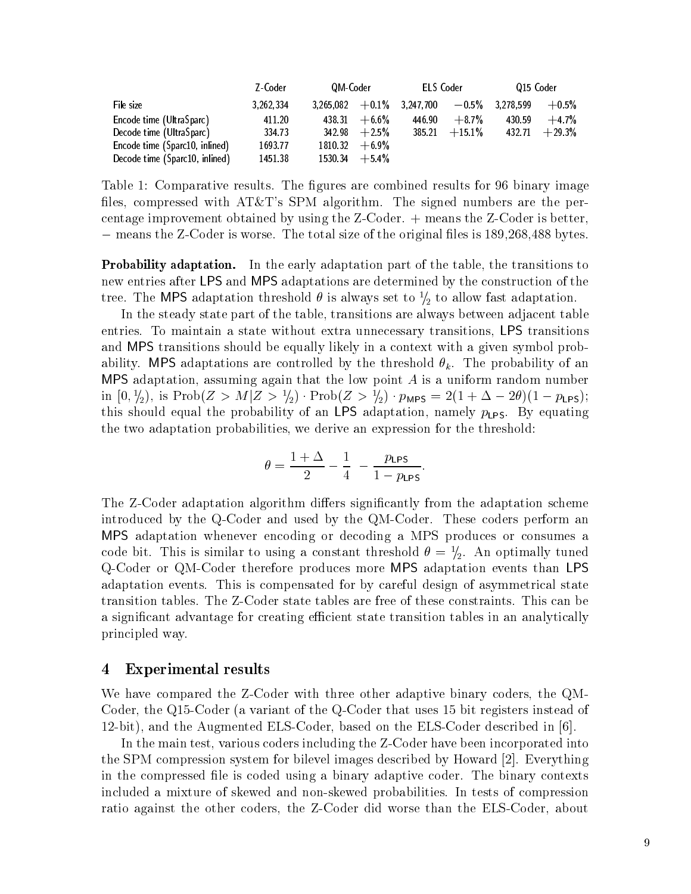| | Z-Coder | QM-Coder | | ELS Coder | | Q15 Coder | |
|---|---|---|---|---|---|---|---|
| File size | 3,262,334 | 3,265,082 | +0.1% | 3,247,700 | −0.5% | 3,278,599 | +0.5% |
| Encode time (UltraSparc) | 411.20 | 438.31 | +6.6% | 446.90 | +8.7% | 430.59 | +4.7% |
| Decode time (UltraSparc) | 334.73 | 342.98 | +2.5% | 385.21 | +15.1% | 432.71 | +29.3% |
| Encode time (Sparc10, inlined) | 1693.77 | 1810.32 | +6.9% | | | | |
| Decode time (Sparc10, inlined) | 1451.38 | 1530.34 | +5.4% | | | | |

Table 1: Comparative results. The figures are combined results for 96 binary image files, compressed with AT&T's SPM algorithm. The signed numbers are the percentage improvement obtained by using the Z-Coder. + means the Z-Coder is better, − means the Z-Coder is worse. The total size of the original files is 189,268,488 bytes.

**Probability adaptation.** In the early adaptation part of the table, the transitions to new entries after LPS and MPS adaptations are determined by the construction of the tree. The MPS adaptation threshold $\theta$ is always set to $1/2$ to allow fast adaptation.

In the steady state part of the table, transitions are always between adjacent table entries. To maintain a state without extra unnecessary transitions, LPS transitions and MPS transitions should be equally likely in a context with a given symbol probability. MPS adaptations are controlled by the threshold $\theta_k$. The probability of an MPS adaptation, assuming again that the low point $A$ is a uniform random number in $[0, 1/2)$, is $\mathrm{Prob}(Z > M | Z > 1/2) \cdot \mathrm{Prob}(Z > 1/2) \cdot p_{\mathsf{MPS}} = 2(1 + \Delta - 2\theta)(1 - p_{\mathsf{LPS}})$; this should equal the probability of an LPS adaptation, namely $p_{\mathsf{LPS}}$. By equating the two adaptation probabilities, we derive an expression for the threshold:

$$\theta = \frac{1+\Delta}{2} - \frac{1}{4} - \frac{p_{\mathsf{LPS}}}{1 - p_{\mathsf{LPS}}}.$$

The Z-Coder adaptation algorithm differs significantly from the adaptation scheme introduced by the Q-Coder and used by the QM-Coder. These coders perform an MPS adaptation whenever encoding or decoding a MPS produces or consumes a code bit. This is similar to using a constant threshold $\theta = 1/2$. An optimally tuned Q-Coder or QM-Coder therefore produces more MPS adaptation events than LPS adaptation events. This is compensated for by careful design of asymmetrical state transition tables. The Z-Coder state tables are free of these constraints. This can be a significant advantage for creating efficient state transition tables in an analytically principled way.

## 4 Experimental results

We have compared the Z-Coder with three other adaptive binary coders, the QM-Coder, the Q15-Coder (a variant of the Q-Coder that uses 15 bit registers instead of 12-bit), and the Augmented ELS-Coder, based on the ELS-Coder described in [6].

In the main test, various coders including the Z-Coder have been incorporated into the SPM compression system for bilevel images described by Howard [2]. Everything in the compressed file is coded using a binary adaptive coder. The binary contexts included a mixture of skewed and non-skewed probabilities. In tests of compression ratio against the other coders, the Z-Coder did worse than the ELS-Coder, about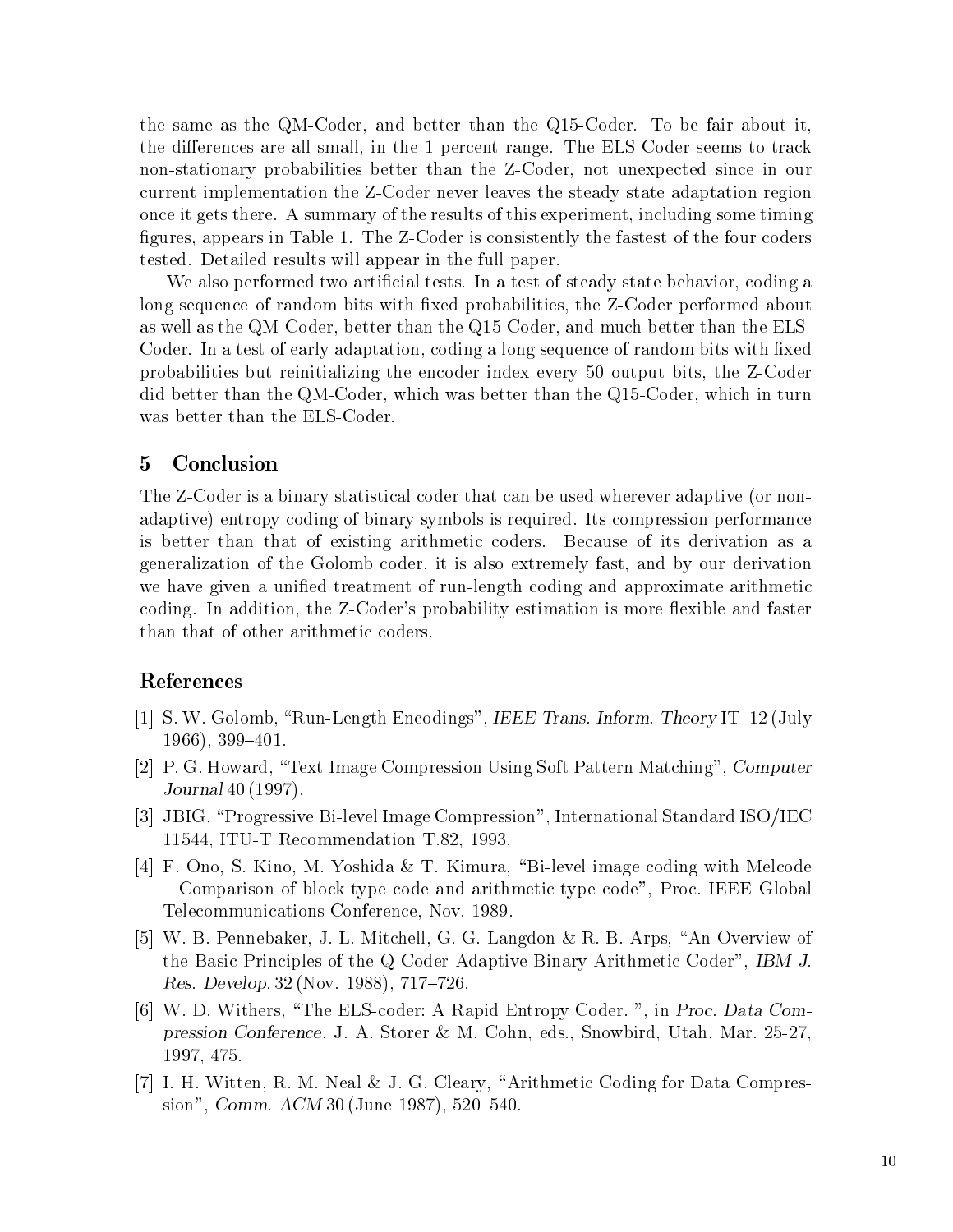the same as the QM-Coder, and better than the Q15-Coder. To be fair about it, the differences are all small, in the 1 percent range. The ELS-Coder seems to track non-stationary probabilities better than the Z-Coder, not unexpected since in our current implementation the Z-Coder never leaves the steady state adaptation region once it gets there. A summary of the results of this experiment, including some timing figures, appears in Table 1. The Z-Coder is consistently the fastest of the four coders tested. Detailed results will appear in the full paper.

We also performed two artificial tests. In a test of steady state behavior, coding a long sequence of random bits with fixed probabilities, the Z-Coder performed about as well as the QM-Coder, better than the Q15-Coder, and much better than the ELS-Coder. In a test of early adaptation, coding a long sequence of random bits with fixed probabilities but reinitializing the encoder index every 50 output bits, the Z-Coder did better than the QM-Coder, which was better than the Q15-Coder, which in turn was better than the ELS-Coder.

## 5 Conclusion

The Z-Coder is a binary statistical coder that can be used wherever adaptive (or non-adaptive) entropy coding of binary symbols is required. Its compression performance is better than that of existing arithmetic coders. Because of its derivation as a generalization of the Golomb coder, it is also extremely fast, and by our derivation we have given a unified treatment of run-length coding and approximate arithmetic coding. In addition, the Z-Coder's probability estimation is more flexible and faster than that of other arithmetic coders.

## References

[1] S. W. Golomb, "Run-Length Encodings", *IEEE Trans. Inform. Theory* IT–12 (July 1966), 399–401.

[2] P. G. Howard, "Text Image Compression Using Soft Pattern Matching", *Computer Journal* 40 (1997).

[3] JBIG, "Progressive Bi-level Image Compression", International Standard ISO/IEC 11544, ITU-T Recommendation T.82, 1993.

[4] F. Ono, S. Kino, M. Yoshida & T. Kimura, "Bi-level image coding with Melcode – Comparison of block type code and arithmetic type code", Proc. IEEE Global Telecommunications Conference, Nov. 1989.

[5] W. B. Pennebaker, J. L. Mitchell, G. G. Langdon & R. B. Arps, "An Overview of the Basic Principles of the Q-Coder Adaptive Binary Arithmetic Coder", *IBM J. Res. Develop.* 32 (Nov. 1988), 717–726.

[6] W. D. Withers, "The ELS-coder: A Rapid Entropy Coder. ", in *Proc. Data Compression Conference*, J. A. Storer & M. Cohn, eds., Snowbird, Utah, Mar. 25-27, 1997, 475.

[7] I. H. Witten, R. M. Neal & J. G. Cleary, "Arithmetic Coding for Data Compression", *Comm. ACM* 30 (June 1987), 520–540.